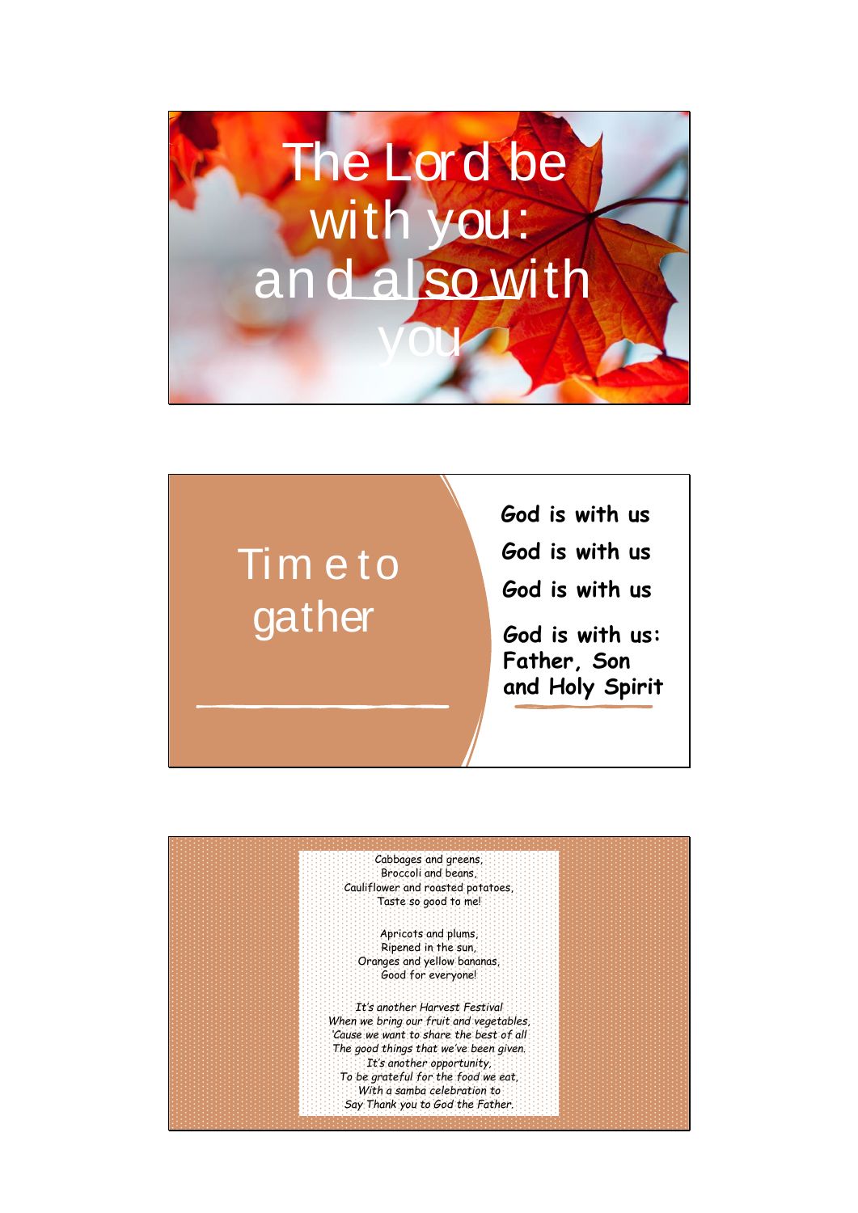# The Lord be with you: and also with you

# Time to gather

**God is with us**

**God is with us**

**God is with us**

**God is with us: Father, Son and Holy Spirit**

Cabbages and greens,
Broccoli and beans,
Cauliflower and roasted potatoes,
Taste so good to me!

Apricots and plums,
Ripened in the sun,
Oranges and yellow bananas,
Good for everyone!

*It's another Harvest Festival*
*When we bring our fruit and vegetables,*
*'Cause we want to share the best of all*
*The good things that we've been given.*
*It's another opportunity,*
*To be grateful for the food we eat,*
*With a samba celebration to*
*Say Thank you to God the Father.*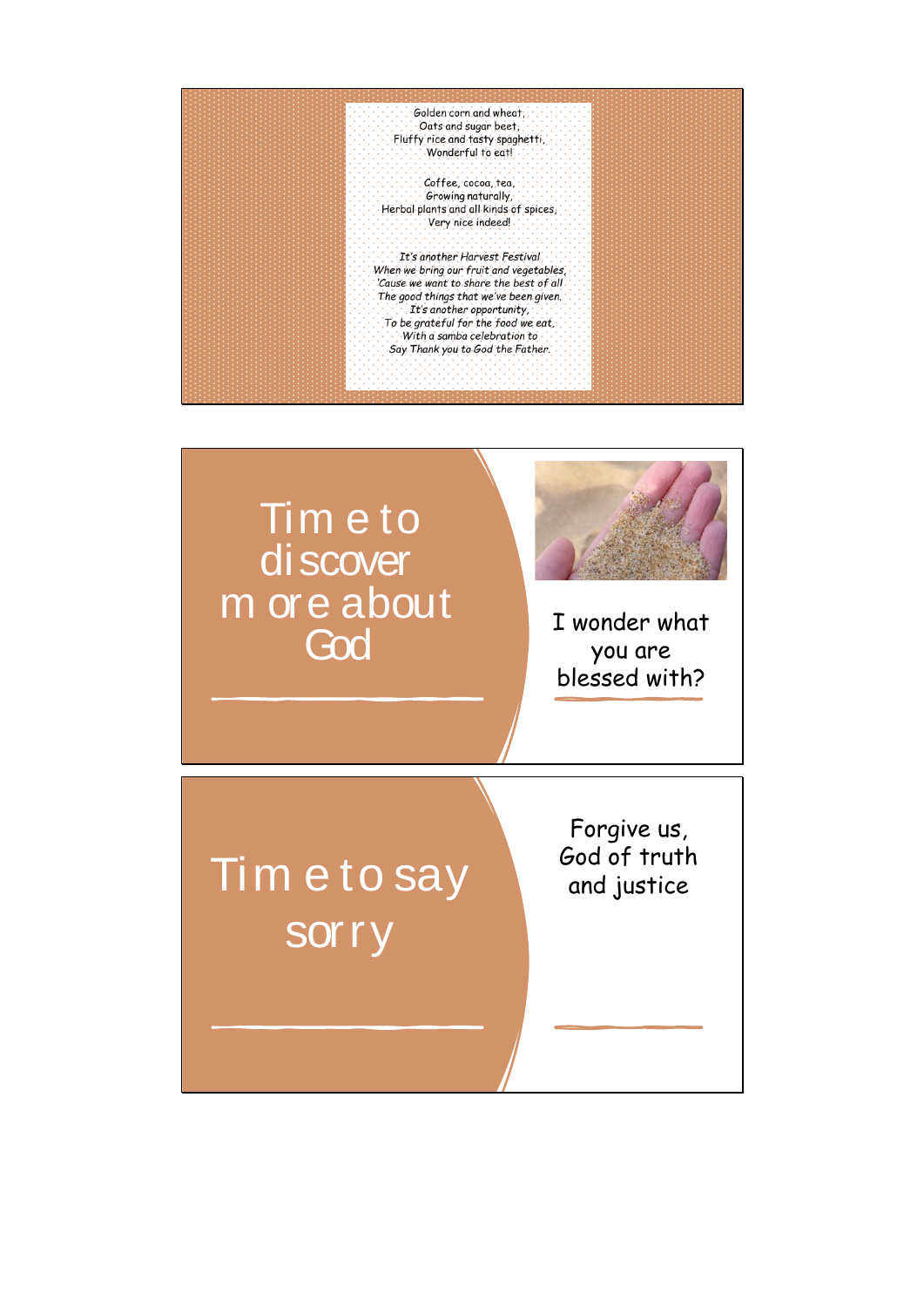Golden corn and wheat,
Oats and sugar beet,
Fluffy rice and tasty spaghetti,
Wonderful to eat!

Coffee, cocoa, tea,
Growing naturally,
Herbal plants and all kinds of spices,
Very nice indeed!

*It's another Harvest Festival*
*When we bring our fruit and vegetables,*
*'Cause we want to share the best of all*
*The good things that we've been given.*
*It's another opportunity,*
*To be grateful for the food we eat,*
*With a samba celebration to*
*Say Thank you to God the Father.*

# Time to discover more about God

I wonder what you are blessed with?

# Time to say sorry

Forgive us, God of truth and justice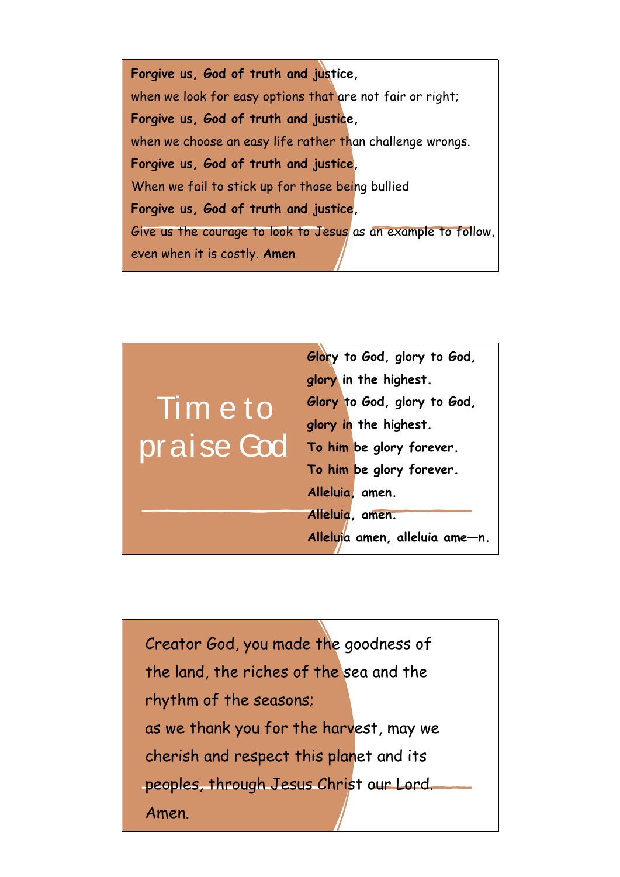**Forgive us, God of truth and justice,**
when we look for easy options that are not fair or right;
**Forgive us, God of truth and justice,**
when we choose an easy life rather than challenge wrongs.
**Forgive us, God of truth and justice,**
When we fail to stick up for those being bullied
**Forgive us, God of truth and justice,**
Give us the courage to look to Jesus as an example to follow,
even when it is costly. **Amen**

# Time to praise God

**Glory to God, glory to God,**
**glory in the highest.**
**Glory to God, glory to God,**
**glory in the highest.**
**To him be glory forever.**
**To him be glory forever.**
**Alleluia, amen.**
**Alleluia, amen.**
**Alleluia amen, alleluia ame—n.**

Creator God, you made the goodness of the land, the riches of the sea and the rhythm of the seasons;
as we thank you for the harvest, may we cherish and respect this planet and its peoples, through Jesus Christ our Lord.
Amen.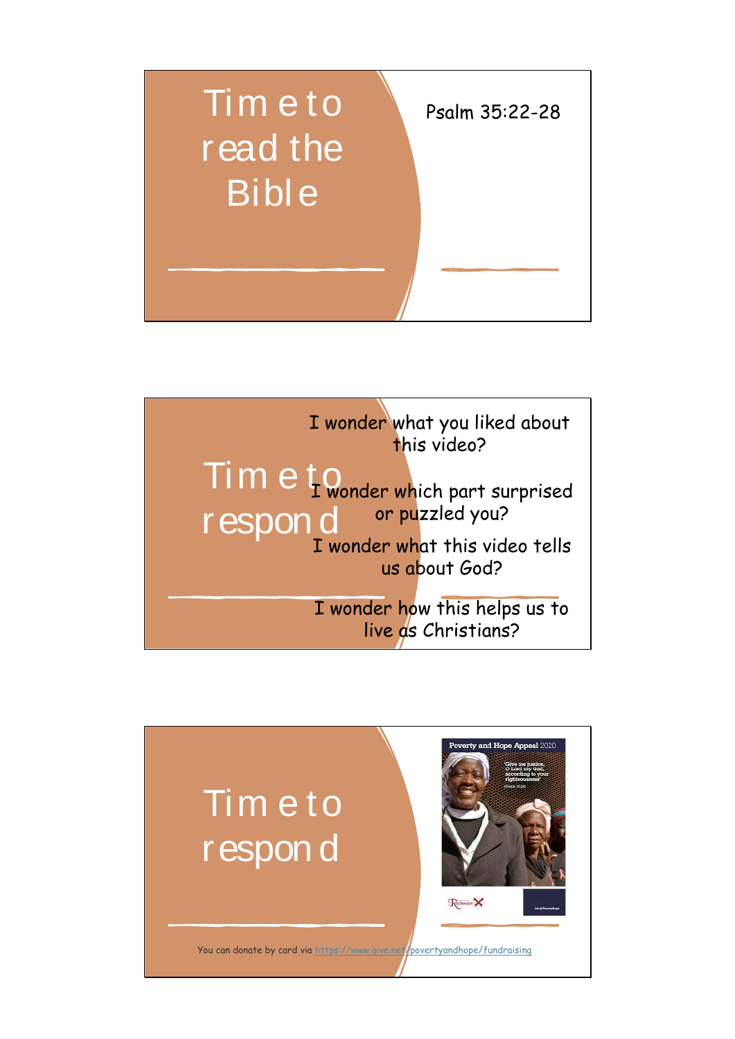# Time to read the Bible

Psalm 35:22-28

---

# Time to respond

I wonder what you liked about this video?

I wonder which part surprised or puzzled you?

I wonder what this video tells us about God?

I wonder how this helps us to live as Christians?

---

# Time to respond

Poverty and Hope Appeal 2020

'Give me justice, O Lord my God, according to your righteousness' (Psalm 35:24)

You can donate by card via https://www.give.net/povertyandhope/fundraising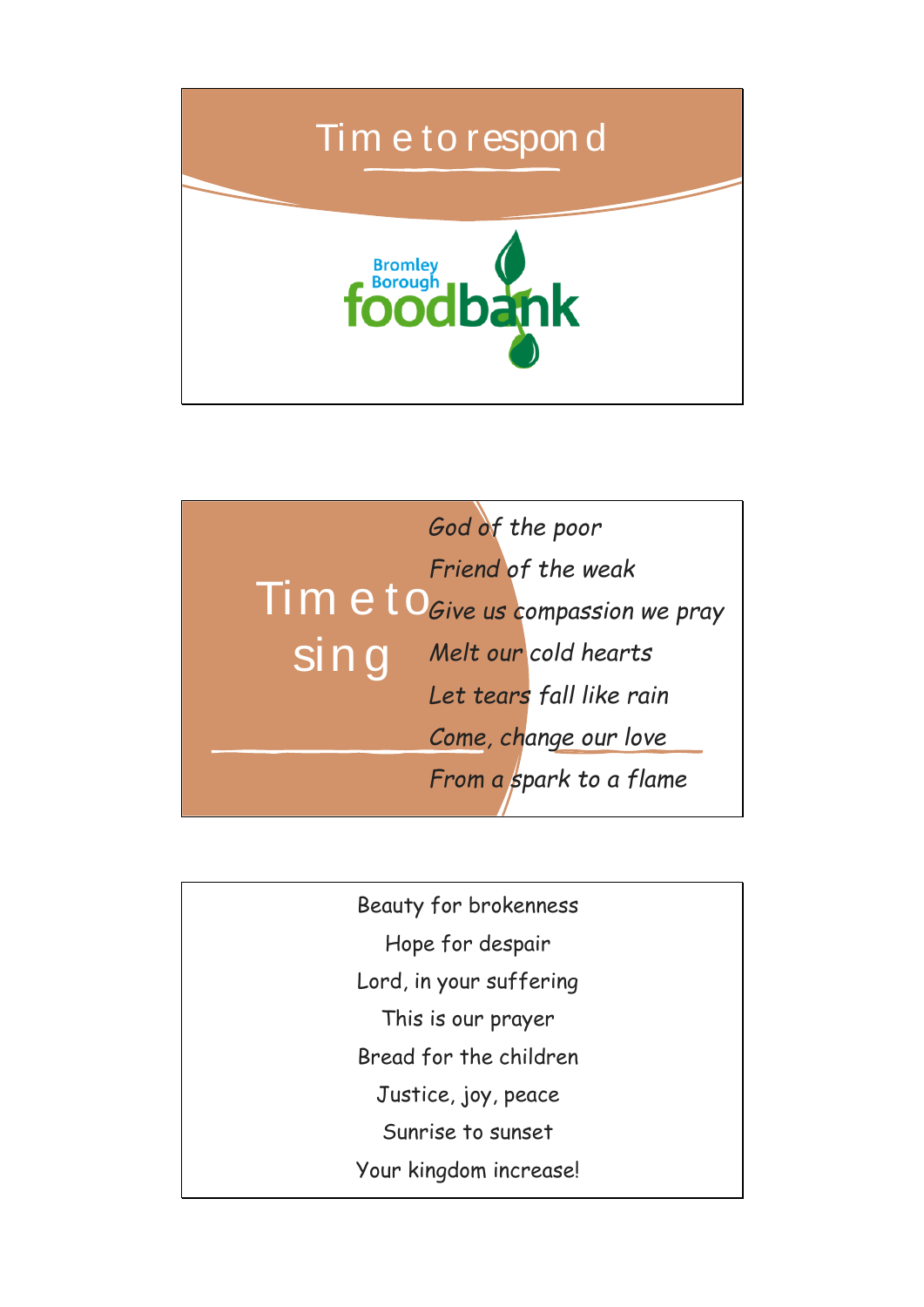## Time to respond

Bromley Borough foodbank

## Time to sing

*God of the poor*

*Friend of the weak*

*Give us compassion we pray*

*Melt our cold hearts*

*Let tears fall like rain*

*Come, change our love*

*From a spark to a flame*

Beauty for brokenness

Hope for despair

Lord, in your suffering

This is our prayer

Bread for the children

Justice, joy, peace

Sunrise to sunset

Your kingdom increase!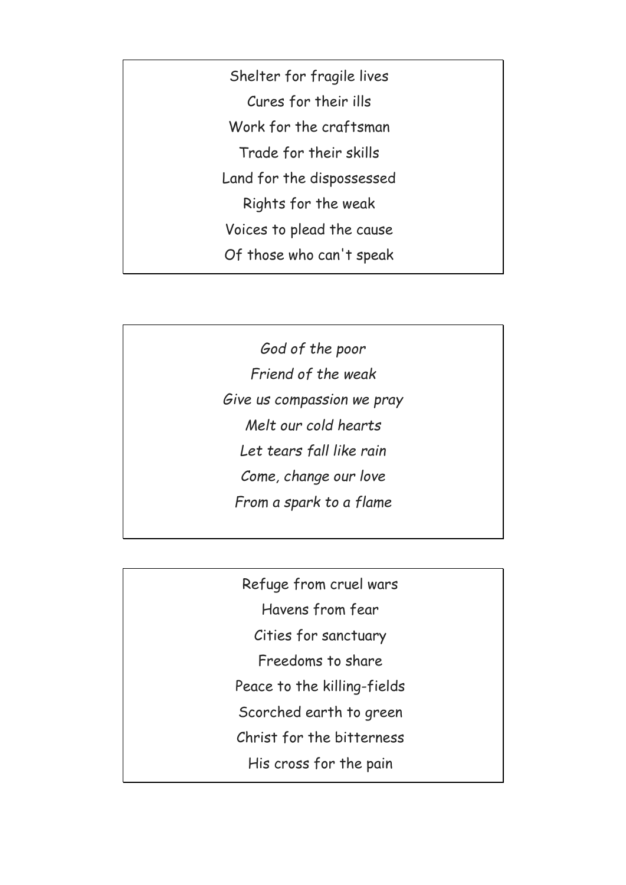Shelter for fragile lives
Cures for their ills
Work for the craftsman
Trade for their skills
Land for the dispossessed
Rights for the weak
Voices to plead the cause
Of those who can't speak

*God of the poor*
*Friend of the weak*
*Give us compassion we pray*
*Melt our cold hearts*
*Let tears fall like rain*
*Come, change our love*
*From a spark to a flame*

Refuge from cruel wars
Havens from fear
Cities for sanctuary
Freedoms to share
Peace to the killing-fields
Scorched earth to green
Christ for the bitterness
His cross for the pain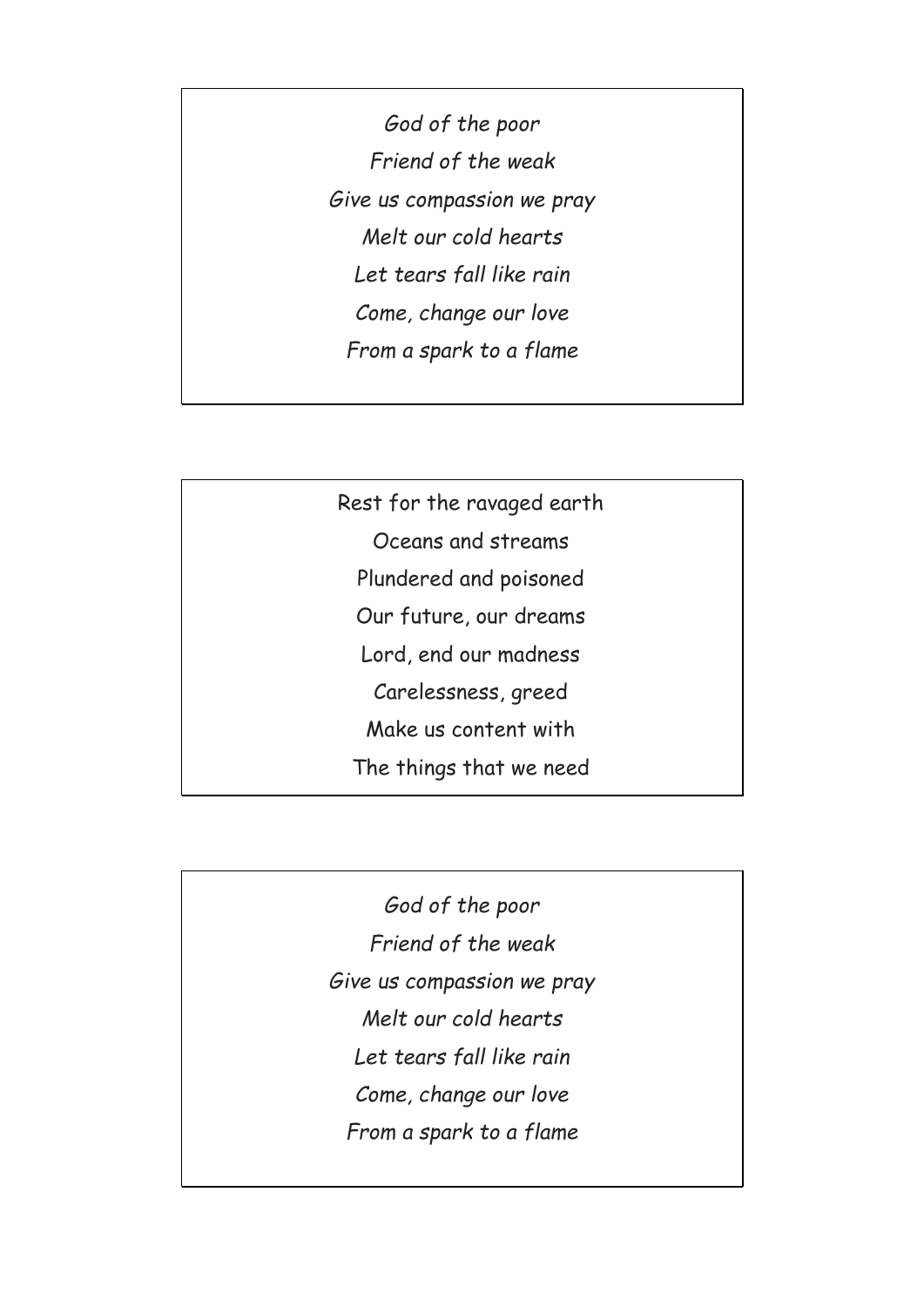*God of the poor*  
*Friend of the weak*  
*Give us compassion we pray*  
*Melt our cold hearts*  
*Let tears fall like rain*  
*Come, change our love*  
*From a spark to a flame*

Rest for the ravaged earth  
Oceans and streams  
Plundered and poisoned  
Our future, our dreams  
Lord, end our madness  
Carelessness, greed  
Make us content with  
The things that we need

*God of the poor*  
*Friend of the weak*  
*Give us compassion we pray*  
*Melt our cold hearts*  
*Let tears fall like rain*  
*Come, change our love*  
*From a spark to a flame*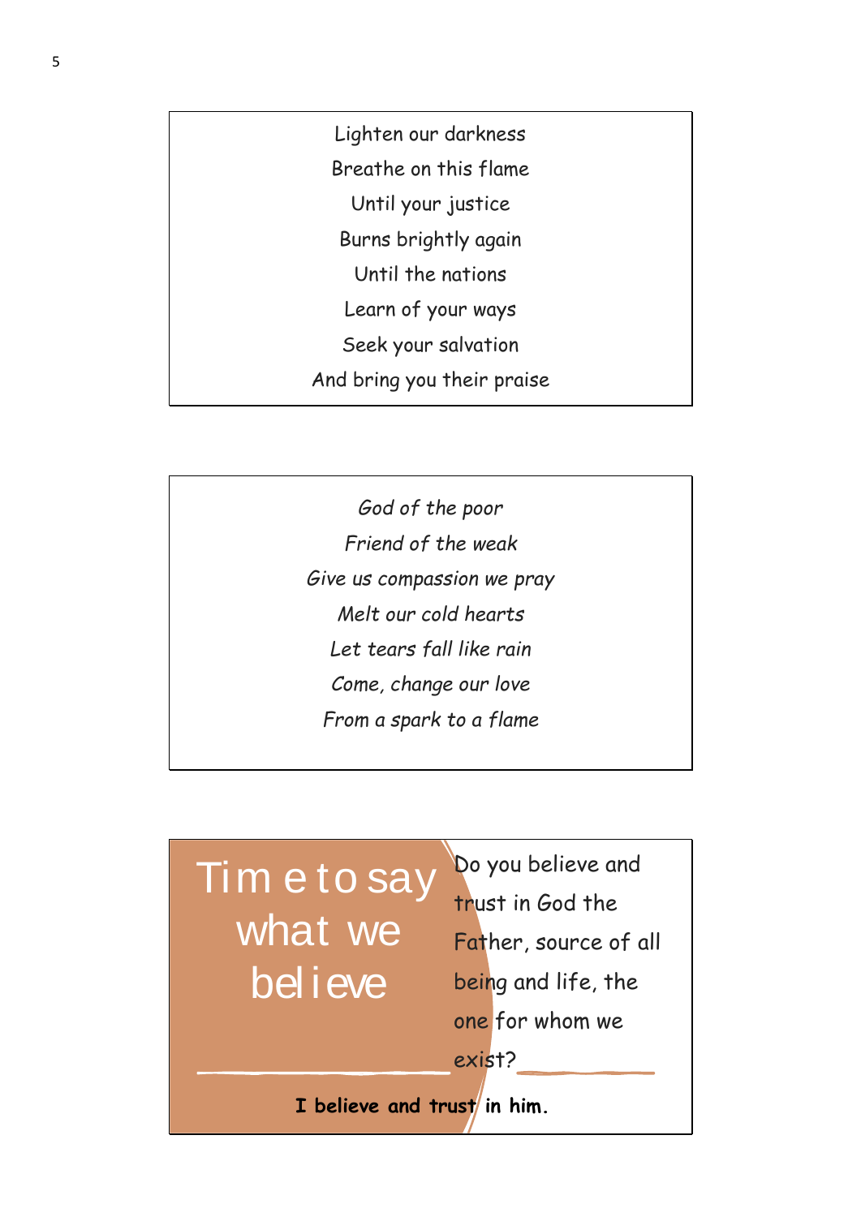Lighten our darkness
Breathe on this flame
Until your justice
Burns brightly again
Until the nations
Learn of your ways
Seek your salvation
And bring you their praise

*God of the poor*
*Friend of the weak*
*Give us compassion we pray*
*Melt our cold hearts*
*Let tears fall like rain*
*Come, change our love*
*From a spark to a flame*

## Time to say what we believe

Do you believe and trust in God the Father, source of all being and life, the one for whom we exist?

**I believe and trust in him.**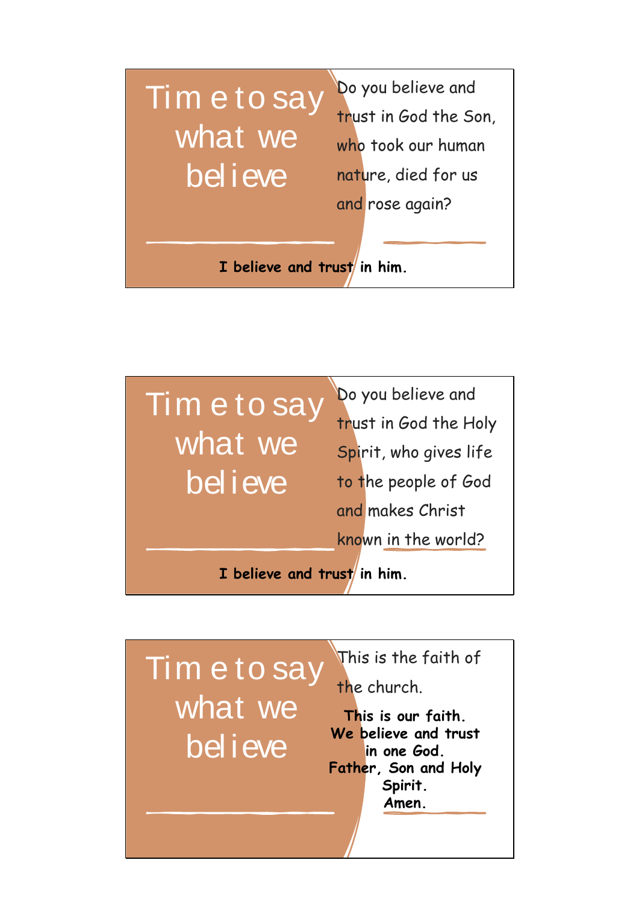## Time to say what we believe

Do you believe and trust in God the Son, who took our human nature, died for us and rose again?

**I believe and trust in him.**

## Time to say what we believe

Do you believe and trust in God the Holy Spirit, who gives life to the people of God and makes Christ known in the world?

**I believe and trust in him.**

## Time to say what we believe

This is the faith of the church.

**This is our faith.**
**We believe and trust in one God.**
**Father, Son and Holy Spirit.**
**Amen.**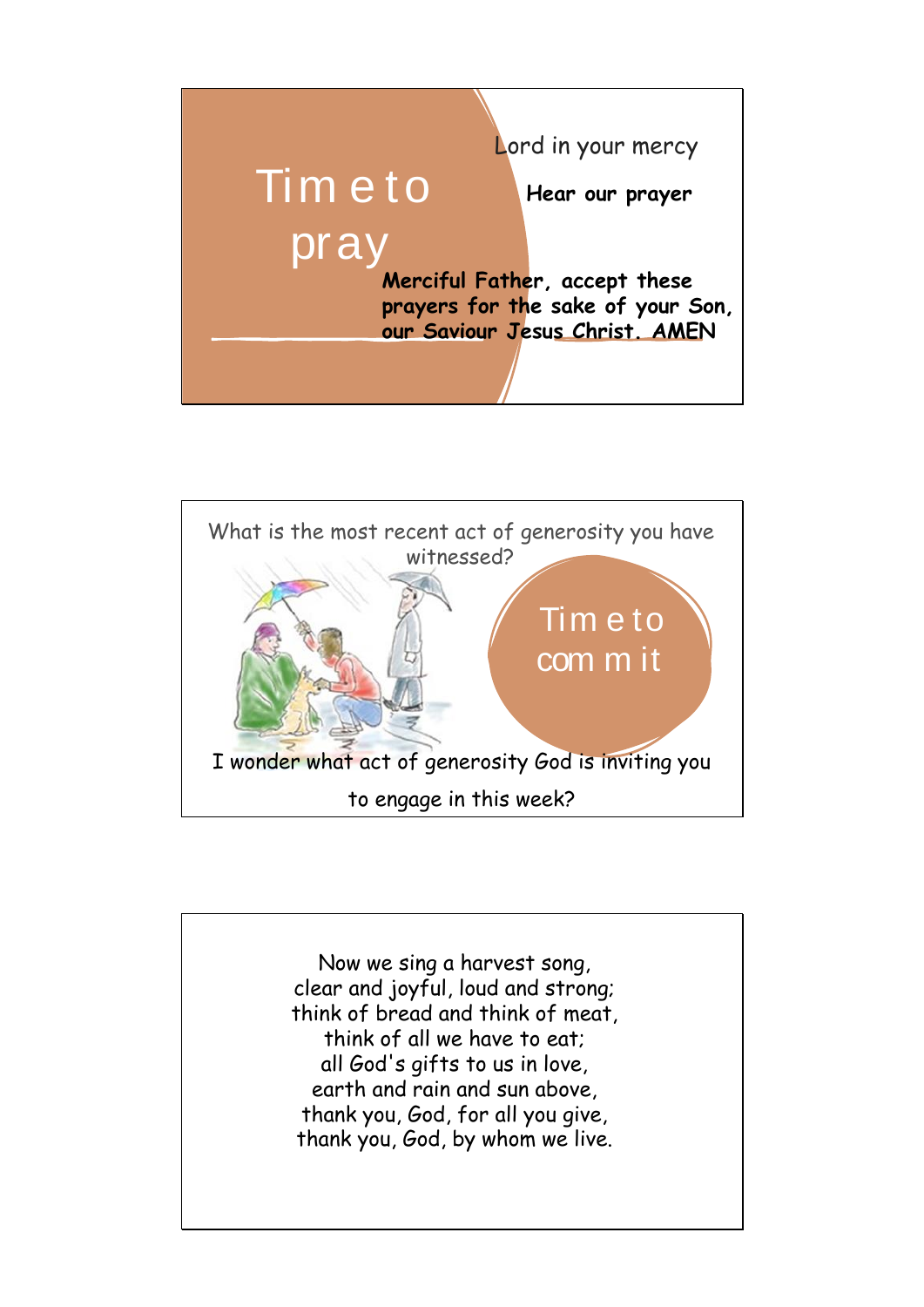## Time to pray

Lord in your mercy

**Hear our prayer**

**Merciful Father, accept these prayers for the sake of your Son, our Saviour Jesus Christ. AMEN**

---

What is the most recent act of generosity you have witnessed?

## Time to commit

I wonder what act of generosity God is inviting you to engage in this week?

---

Now we sing a harvest song,
clear and joyful, loud and strong;
think of bread and think of meat,
think of all we have to eat;
all God's gifts to us in love,
earth and rain and sun above,
thank you, God, for all you give,
thank you, God, by whom we live.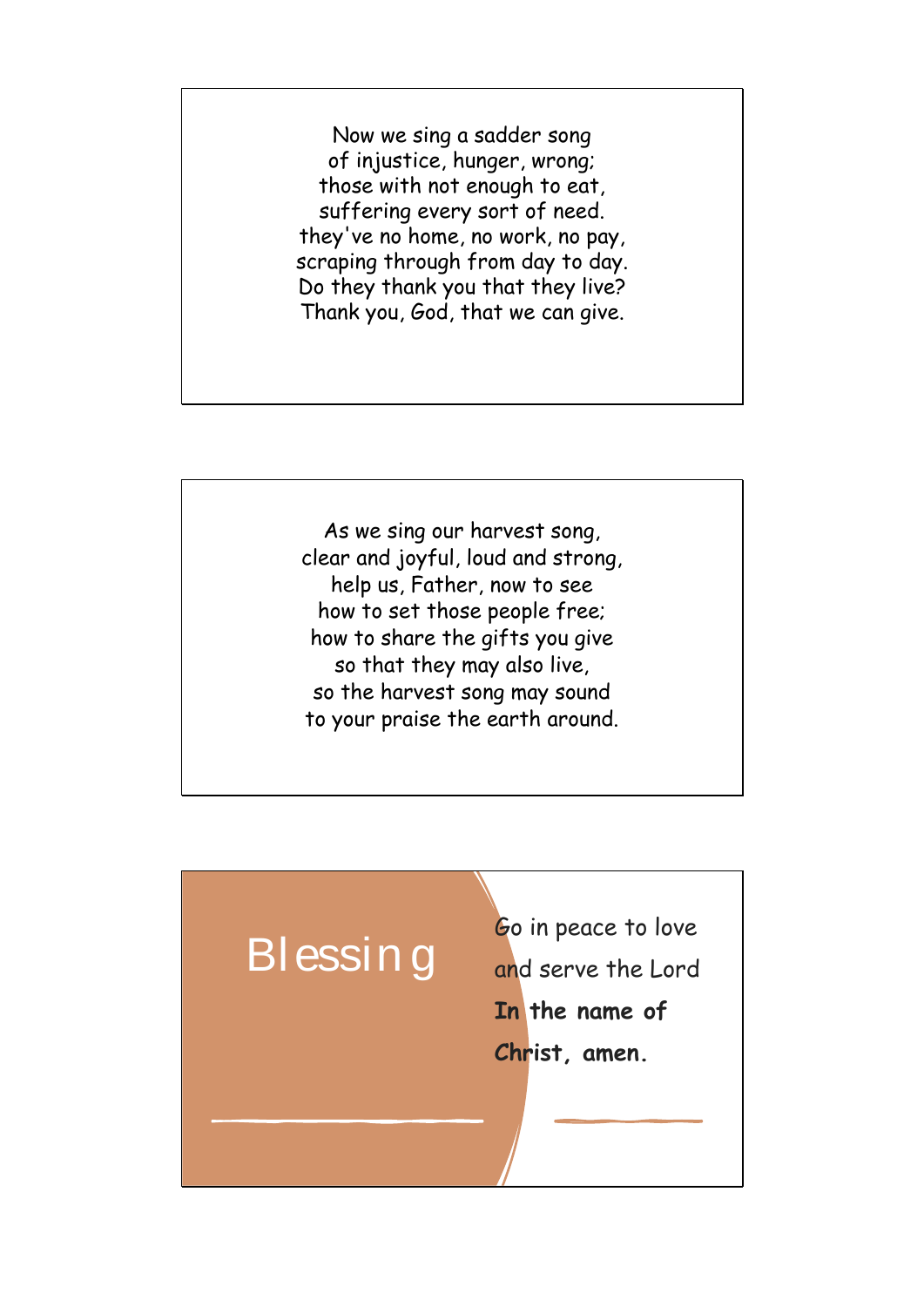Now we sing a sadder song
of injustice, hunger, wrong;
those with not enough to eat,
suffering every sort of need.
they've no home, no work, no pay,
scraping through from day to day.
Do they thank you that they live?
Thank you, God, that we can give.

As we sing our harvest song,
clear and joyful, loud and strong,
help us, Father, now to see
how to set those people free;
how to share the gifts you give
so that they may also live,
so the harvest song may sound
to your praise the earth around.

## Blessing

Go in peace to love
and serve the Lord
**In the name of
Christ, amen.**